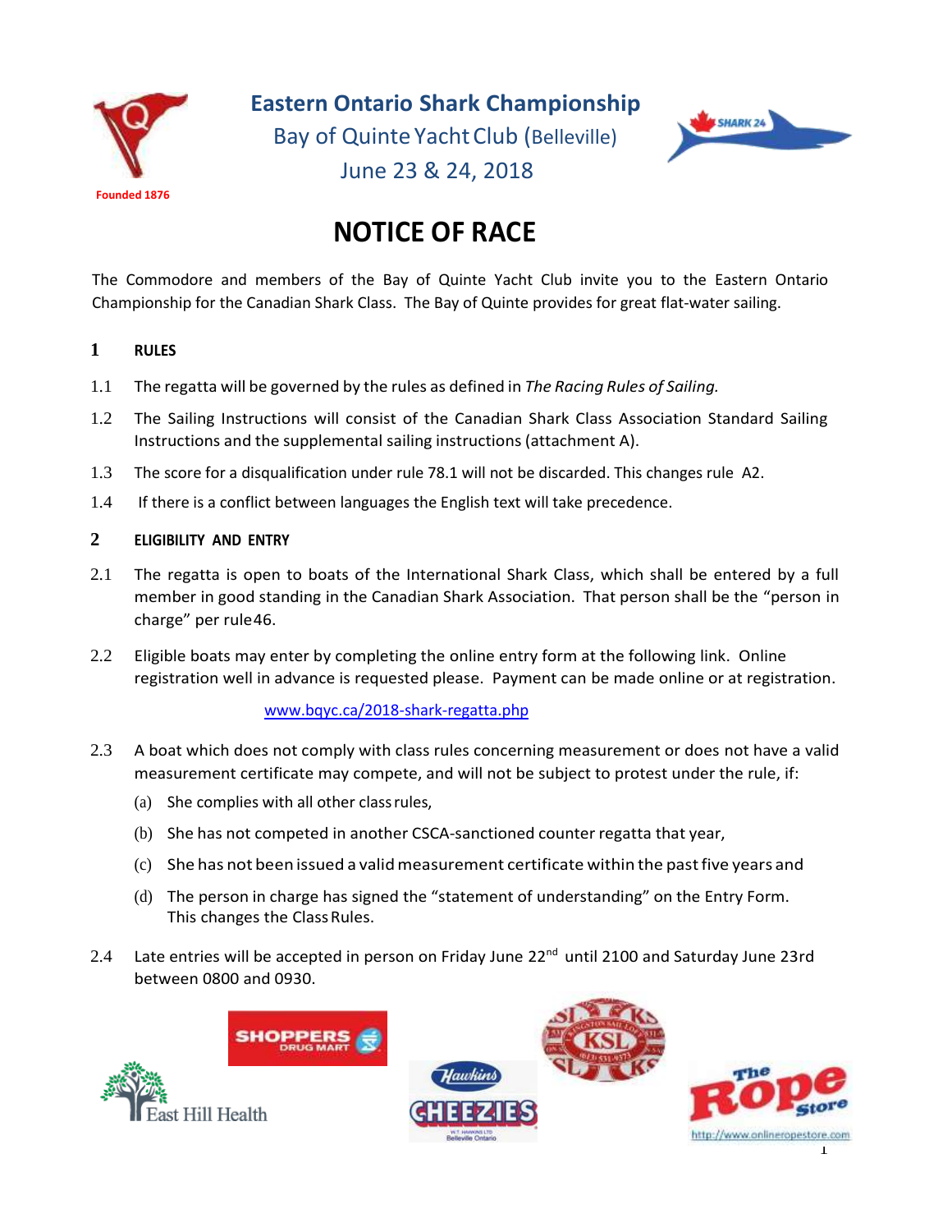# Eastern Ontario Shark Championship

Bay of Quinte Yacht Club (Belleville)

June 23 & 24, 2018

Founded 1876

# NOTICE OF RACE

The Commodore and members of the Bay of Quinte Yacht Club invite you to the Eastern Ontario Championship for the Canadian Shark Class. The Bay of Quinte provides for great flat-water sailing.

## 1 RULES

1.1 The regatta will be governed by the rules as defined in *The Racing Rules of Sailing.*

1.2 The Sailing Instructions will consist of the Canadian Shark Class Association Standard Sailing Instructions and the supplemental sailing instructions (attachment A).

1.3 The score for a disqualification under rule 78.1 will not be discarded. This changes rule A2.

1.4 If there is a conflict between languages the English text will take precedence.

## 2 ELIGIBILITY AND ENTRY

2.1 The regatta is open to boats of the International Shark Class, which shall be entered by a full member in good standing in the Canadian Shark Association. That person shall be the "person in charge" per rule 46.

2.2 Eligible boats may enter by completing the online entry form at the following link. Online registration well in advance is requested please. Payment can be made online or at registration.

www.bqyc.ca/2018-shark-regatta.php

2.3 A boat which does not comply with class rules concerning measurement or does not have a valid measurement certificate may compete, and will not be subject to protest under the rule, if:

(a) She complies with all other class rules,

(b) She has not competed in another CSCA-sanctioned counter regatta that year,

(c) She has not been issued a valid measurement certificate within the past five years and

(d) The person in charge has signed the "statement of understanding" on the Entry Form. This changes the Class Rules.

2.4 Late entries will be accepted in person on Friday June 22nd until 2100 and Saturday June 23rd between 0800 and 0930.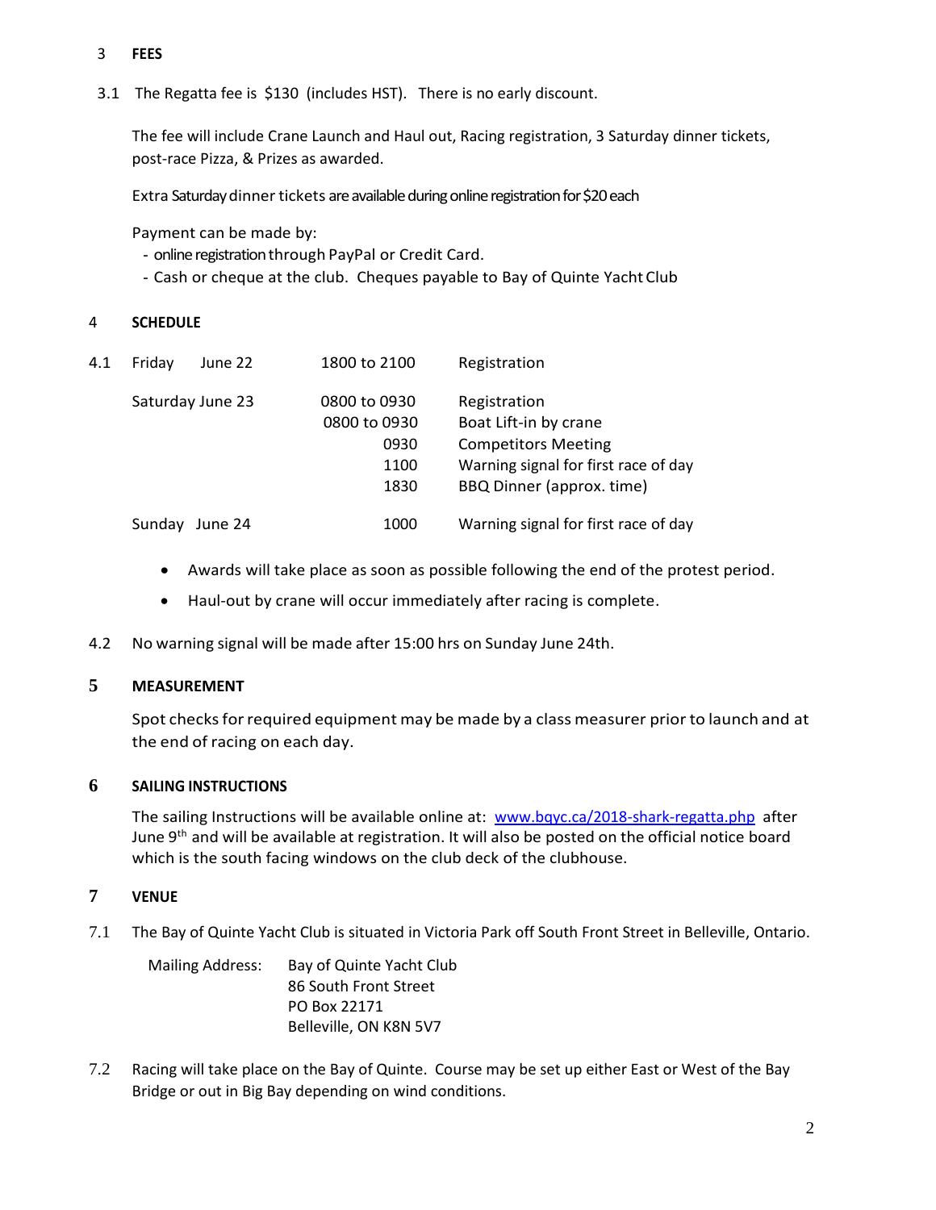## 3 FEES

3.1 The Regatta fee is $130 (includes HST). There is no early discount.

The fee will include Crane Launch and Haul out, Racing registration, 3 Saturday dinner tickets, post-race Pizza, & Prizes as awarded.

Extra Saturday dinner tickets are available during online registration for $20 each

Payment can be made by:

- online registration through PayPal or Credit Card.
- Cash or cheque at the club. Cheques payable to Bay of Quinte Yacht Club

## 4 SCHEDULE

4.1

| Day | Time | Event |
|---|---|---|
| Friday June 22 | 1800 to 2100 | Registration |
| Saturday June 23 | 0800 to 0930 | Registration |
| | 0800 to 0930 | Boat Lift-in by crane |
| | 0930 | Competitors Meeting |
| | 1100 | Warning signal for first race of day |
| | 1830 | BBQ Dinner (approx. time) |
| Sunday June 24 | 1000 | Warning signal for first race of day |

- Awards will take place as soon as possible following the end of the protest period.
- Haul-out by crane will occur immediately after racing is complete.

4.2 No warning signal will be made after 15:00 hrs on Sunday June 24th.

## 5 MEASUREMENT

Spot checks for required equipment may be made by a class measurer prior to launch and at the end of racing on each day.

## 6 SAILING INSTRUCTIONS

The sailing Instructions will be available online at: [www.bqyc.ca/2018-shark-regatta.php](www.bqyc.ca/2018-shark-regatta.php) after June 9th and will be available at registration. It will also be posted on the official notice board which is the south facing windows on the club deck of the clubhouse.

## 7 VENUE

7.1 The Bay of Quinte Yacht Club is situated in Victoria Park off South Front Street in Belleville, Ontario.

Mailing Address: Bay of Quinte Yacht Club
86 South Front Street
PO Box 22171
Belleville, ON K8N 5V7

7.2 Racing will take place on the Bay of Quinte. Course may be set up either East or West of the Bay Bridge or out in Big Bay depending on wind conditions.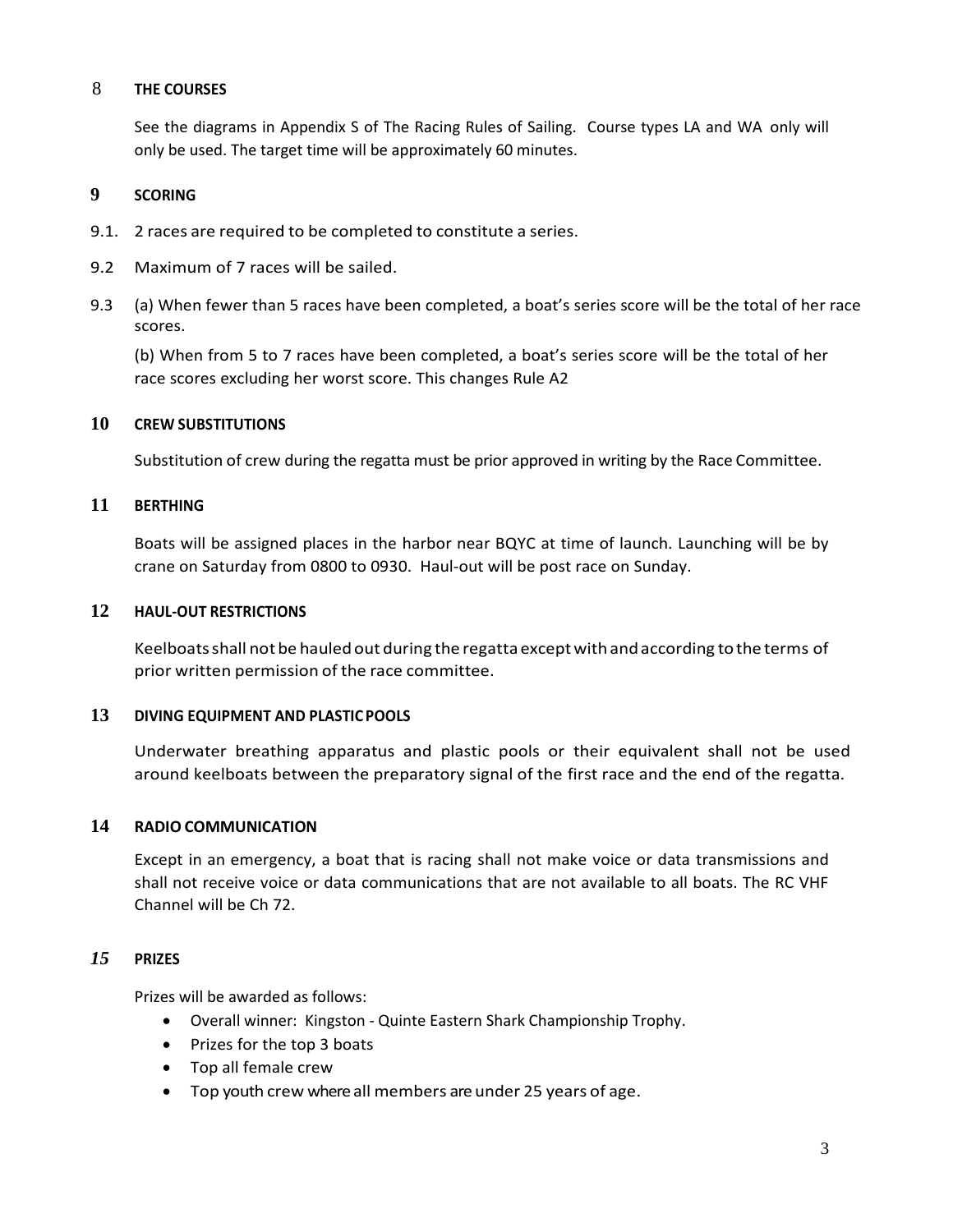## 8 THE COURSES

See the diagrams in Appendix S of The Racing Rules of Sailing. Course types LA and WA only will only be used. The target time will be approximately 60 minutes.

## 9 SCORING

9.1. 2 races are required to be completed to constitute a series.

9.2 Maximum of 7 races will be sailed.

9.3 (a) When fewer than 5 races have been completed, a boat's series score will be the total of her race scores.

(b) When from 5 to 7 races have been completed, a boat's series score will be the total of her race scores excluding her worst score. This changes Rule A2

## 10 CREW SUBSTITUTIONS

Substitution of crew during the regatta must be prior approved in writing by the Race Committee.

## 11 BERTHING

Boats will be assigned places in the harbor near BQYC at time of launch. Launching will be by crane on Saturday from 0800 to 0930. Haul-out will be post race on Sunday.

## 12 HAUL-OUT RESTRICTIONS

Keelboats shall not be hauled out during the regatta except with and according to the terms of prior written permission of the race committee.

## 13 DIVING EQUIPMENT AND PLASTIC POOLS

Underwater breathing apparatus and plastic pools or their equivalent shall not be used around keelboats between the preparatory signal of the first race and the end of the regatta.

## 14 RADIO COMMUNICATION

Except in an emergency, a boat that is racing shall not make voice or data transmissions and shall not receive voice or data communications that are not available to all boats. The RC VHF Channel will be Ch 72.

## *15* PRIZES

Prizes will be awarded as follows:

- Overall winner: Kingston - Quinte Eastern Shark Championship Trophy.
- Prizes for the top 3 boats
- Top all female crew
- Top youth crew where all members are under 25 years of age.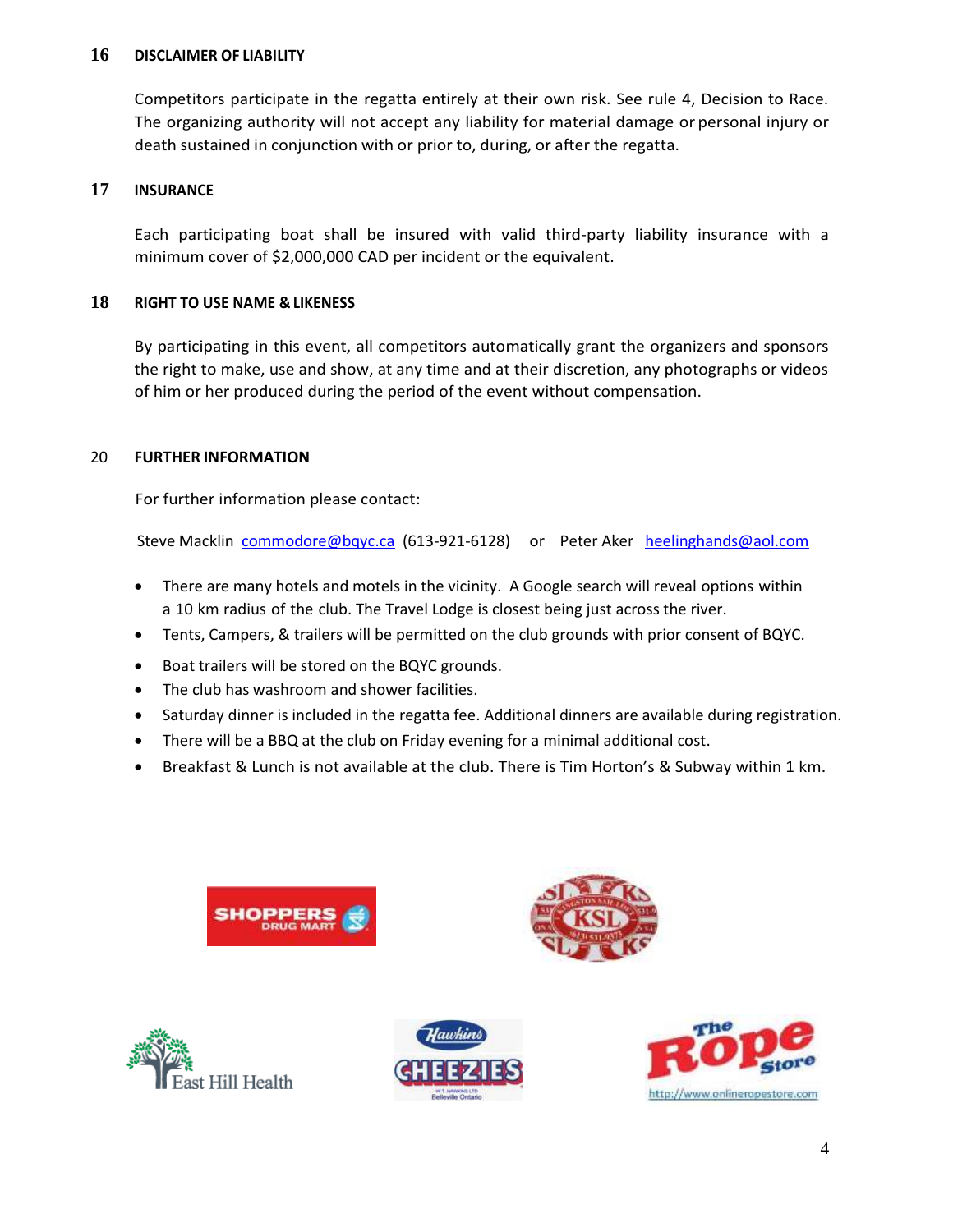## 16 DISCLAIMER OF LIABILITY

Competitors participate in the regatta entirely at their own risk. See rule 4, Decision to Race. The organizing authority will not accept any liability for material damage or personal injury or death sustained in conjunction with or prior to, during, or after the regatta.

## 17 INSURANCE

Each participating boat shall be insured with valid third-party liability insurance with a minimum cover of $2,000,000 CAD per incident or the equivalent.

## 18 RIGHT TO USE NAME & LIKENESS

By participating in this event, all competitors automatically grant the organizers and sponsors the right to make, use and show, at any time and at their discretion, any photographs or videos of him or her produced during the period of the event without compensation.

## 20 FURTHER INFORMATION

For further information please contact:

Steve Macklin commodore@bqyc.ca (613-921-6128) or Peter Aker heelinghands@aol.com

- There are many hotels and motels in the vicinity. A Google search will reveal options within a 10 km radius of the club. The Travel Lodge is closest being just across the river.
- Tents, Campers, & trailers will be permitted on the club grounds with prior consent of BQYC.
- Boat trailers will be stored on the BQYC grounds.
- The club has washroom and shower facilities.
- Saturday dinner is included in the regatta fee. Additional dinners are available during registration.
- There will be a BBQ at the club on Friday evening for a minimal additional cost.
- Breakfast & Lunch is not available at the club. There is Tim Horton's & Subway within 1 km.